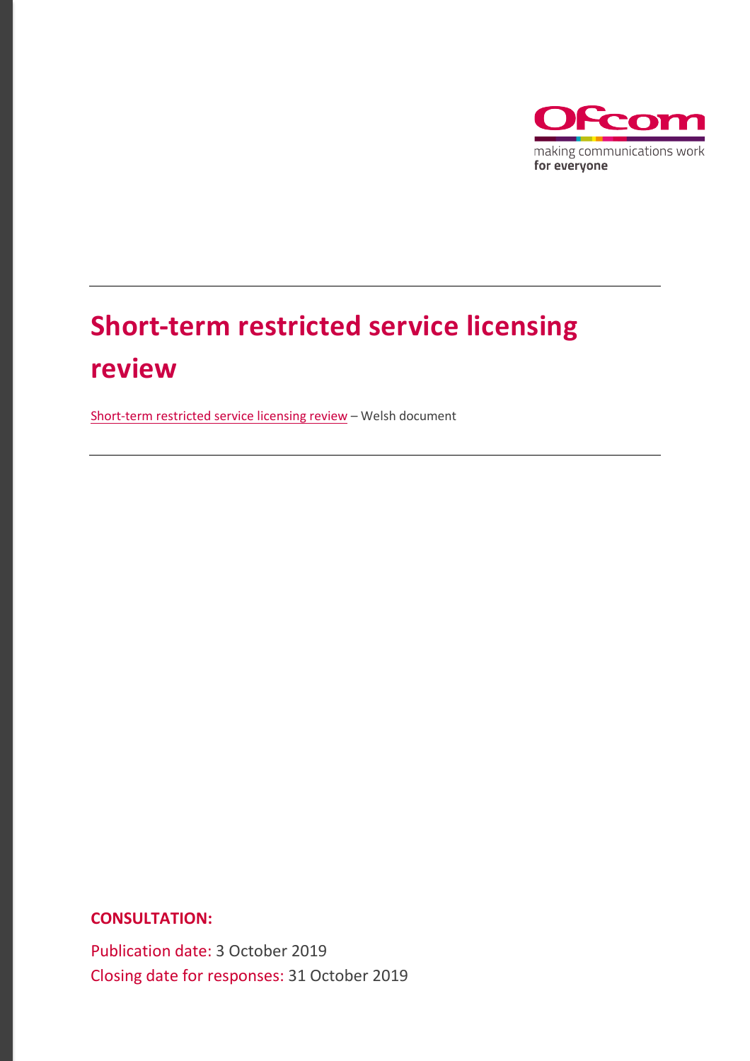# Short-term restricted service licensing review

Short-term restricted service licensing review – Welsh document

**CONSULTATION:**

Publication date: 3 October 2019

Closing date for responses: 31 October 2019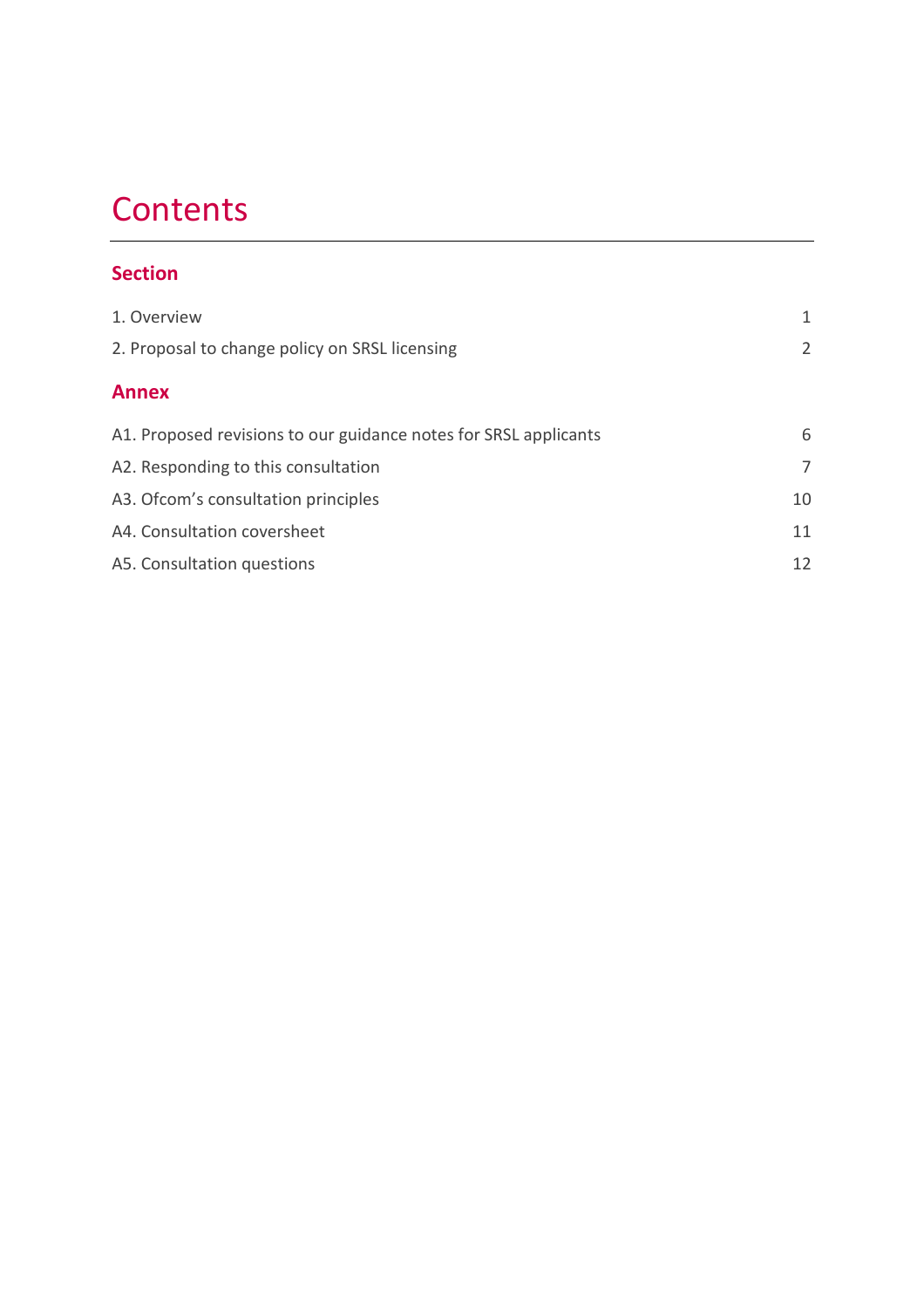# Contents

## Section

1. Overview 1
2. Proposal to change policy on SRSL licensing 2

## Annex

A1. Proposed revisions to our guidance notes for SRSL applicants 6

A2. Responding to this consultation 7

A3. Ofcom's consultation principles 10

A4. Consultation coversheet 11

A5. Consultation questions 12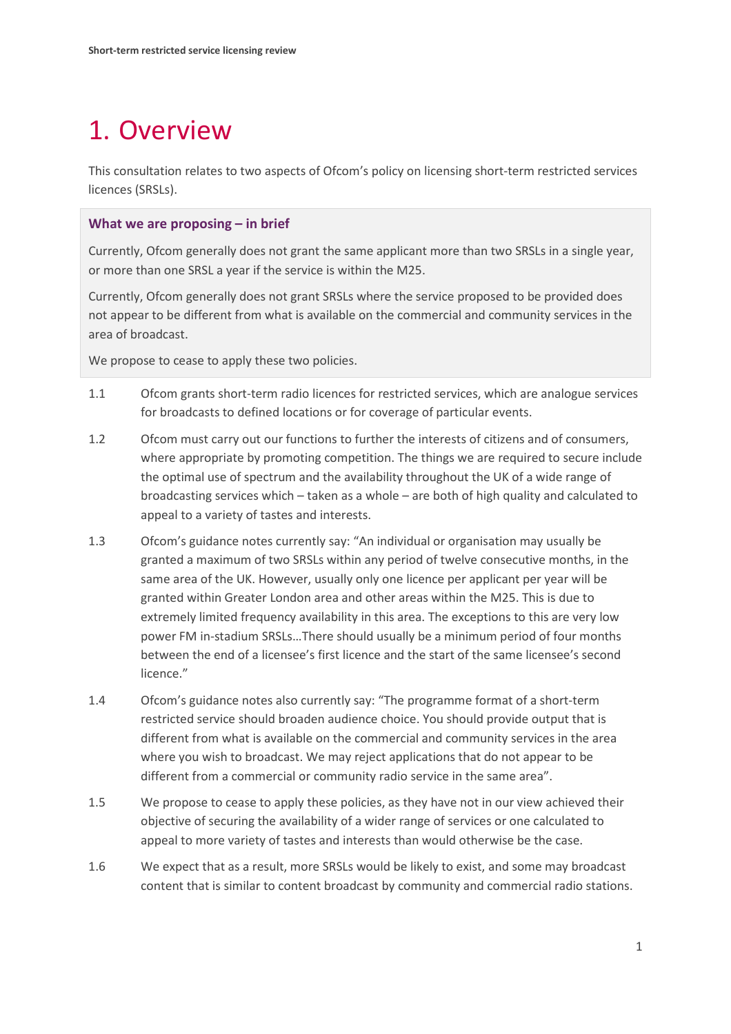# 1. Overview

This consultation relates to two aspects of Ofcom's policy on licensing short-term restricted services licences (SRSLs).

**What we are proposing – in brief**

Currently, Ofcom generally does not grant the same applicant more than two SRSLs in a single year, or more than one SRSL a year if the service is within the M25.

Currently, Ofcom generally does not grant SRSLs where the service proposed to be provided does not appear to be different from what is available on the commercial and community services in the area of broadcast.

We propose to cease to apply these two policies.

1.1 Ofcom grants short-term radio licences for restricted services, which are analogue services for broadcasts to defined locations or for coverage of particular events.

1.2 Ofcom must carry out our functions to further the interests of citizens and of consumers, where appropriate by promoting competition. The things we are required to secure include the optimal use of spectrum and the availability throughout the UK of a wide range of broadcasting services which – taken as a whole – are both of high quality and calculated to appeal to a variety of tastes and interests.

1.3 Ofcom's guidance notes currently say: "An individual or organisation may usually be granted a maximum of two SRSLs within any period of twelve consecutive months, in the same area of the UK. However, usually only one licence per applicant per year will be granted within Greater London area and other areas within the M25. This is due to extremely limited frequency availability in this area. The exceptions to this are very low power FM in-stadium SRSLs…There should usually be a minimum period of four months between the end of a licensee's first licence and the start of the same licensee's second licence."

1.4 Ofcom's guidance notes also currently say: "The programme format of a short-term restricted service should broaden audience choice. You should provide output that is different from what is available on the commercial and community services in the area where you wish to broadcast. We may reject applications that do not appear to be different from a commercial or community radio service in the same area".

1.5 We propose to cease to apply these policies, as they have not in our view achieved their objective of securing the availability of a wider range of services or one calculated to appeal to more variety of tastes and interests than would otherwise be the case.

1.6 We expect that as a result, more SRSLs would be likely to exist, and some may broadcast content that is similar to content broadcast by community and commercial radio stations.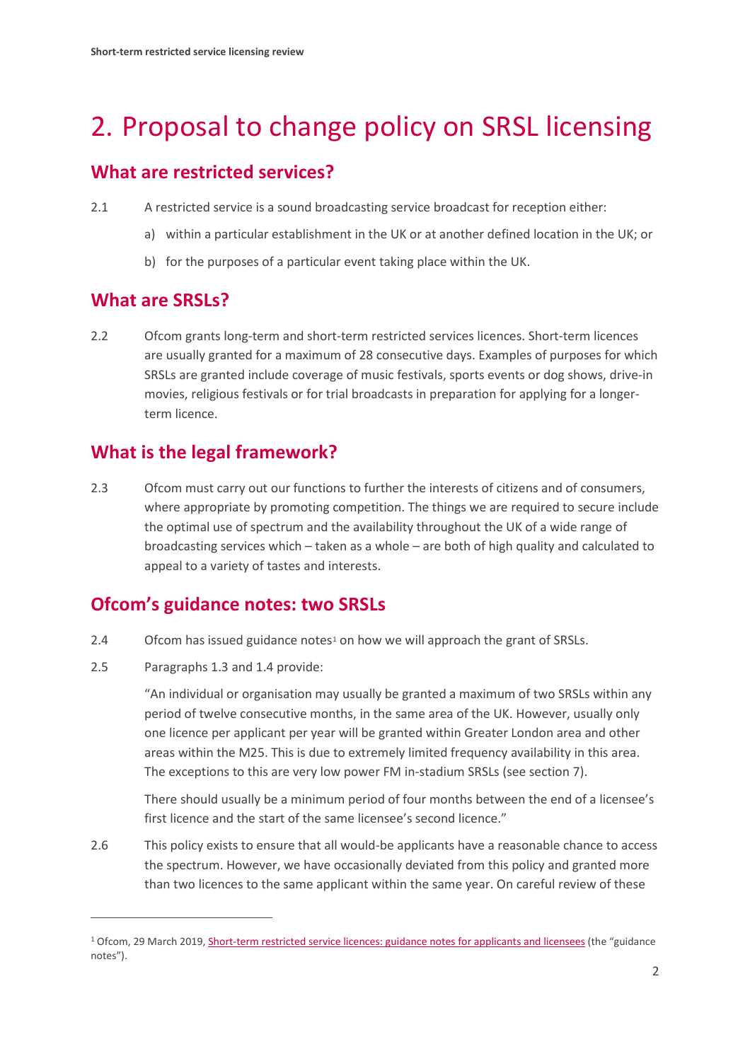# 2. Proposal to change policy on SRSL licensing

## What are restricted services?

2.1 A restricted service is a sound broadcasting service broadcast for reception either:

a) within a particular establishment in the UK or at another defined location in the UK; or

b) for the purposes of a particular event taking place within the UK.

## What are SRSLs?

2.2 Ofcom grants long-term and short-term restricted services licences. Short-term licences are usually granted for a maximum of 28 consecutive days. Examples of purposes for which SRSLs are granted include coverage of music festivals, sports events or dog shows, drive-in movies, religious festivals or for trial broadcasts in preparation for applying for a longer-term licence.

## What is the legal framework?

2.3 Ofcom must carry out our functions to further the interests of citizens and of consumers, where appropriate by promoting competition. The things we are required to secure include the optimal use of spectrum and the availability throughout the UK of a wide range of broadcasting services which – taken as a whole – are both of high quality and calculated to appeal to a variety of tastes and interests.

## Ofcom's guidance notes: two SRSLs

2.4 Ofcom has issued guidance notes[1] on how we will approach the grant of SRSLs.

2.5 Paragraphs 1.3 and 1.4 provide:

> "An individual or organisation may usually be granted a maximum of two SRSLs within any period of twelve consecutive months, in the same area of the UK. However, usually only one licence per applicant per year will be granted within Greater London area and other areas within the M25. This is due to extremely limited frequency availability in this area. The exceptions to this are very low power FM in-stadium SRSLs (see section 7).
>
> There should usually be a minimum period of four months between the end of a licensee's first licence and the start of the same licensee's second licence."

2.6 This policy exists to ensure that all would-be applicants have a reasonable chance to access the spectrum. However, we have occasionally deviated from this policy and granted more than two licences to the same applicant within the same year. On careful review of these

---

[1] Ofcom, 29 March 2019, Short-term restricted service licences: guidance notes for applicants and licensees (the "guidance notes").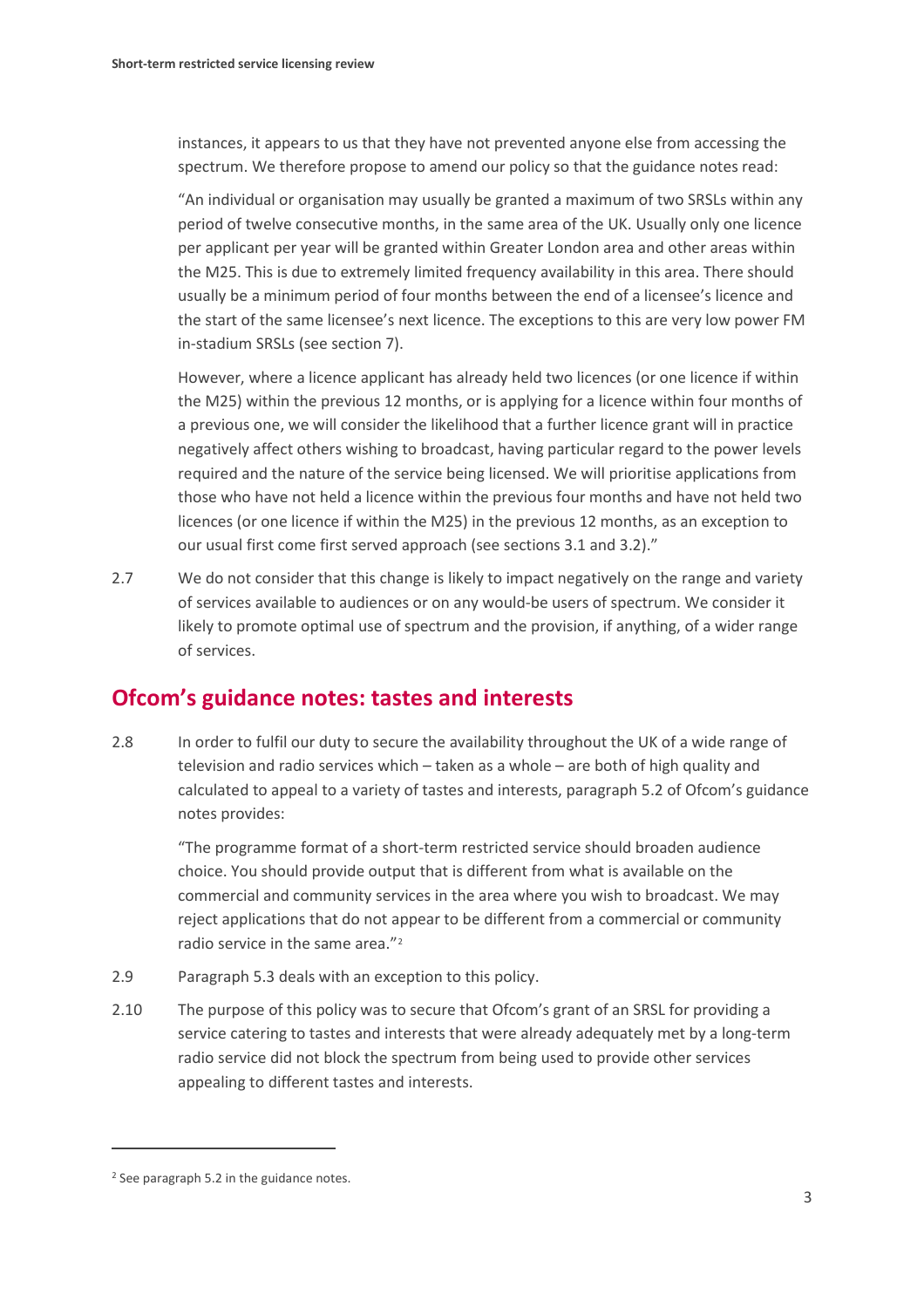instances, it appears to us that they have not prevented anyone else from accessing the spectrum. We therefore propose to amend our policy so that the guidance notes read:

"An individual or organisation may usually be granted a maximum of two SRSLs within any period of twelve consecutive months, in the same area of the UK. Usually only one licence per applicant per year will be granted within Greater London area and other areas within the M25. This is due to extremely limited frequency availability in this area. There should usually be a minimum period of four months between the end of a licensee's licence and the start of the same licensee's next licence. The exceptions to this are very low power FM in-stadium SRSLs (see section 7).

However, where a licence applicant has already held two licences (or one licence if within the M25) within the previous 12 months, or is applying for a licence within four months of a previous one, we will consider the likelihood that a further licence grant will in practice negatively affect others wishing to broadcast, having particular regard to the power levels required and the nature of the service being licensed. We will prioritise applications from those who have not held a licence within the previous four months and have not held two licences (or one licence if within the M25) in the previous 12 months, as an exception to our usual first come first served approach (see sections 3.1 and 3.2)."

2.7 We do not consider that this change is likely to impact negatively on the range and variety of services available to audiences or on any would-be users of spectrum. We consider it likely to promote optimal use of spectrum and the provision, if anything, of a wider range of services.

## Ofcom's guidance notes: tastes and interests

2.8 In order to fulfil our duty to secure the availability throughout the UK of a wide range of television and radio services which – taken as a whole – are both of high quality and calculated to appeal to a variety of tastes and interests, paragraph 5.2 of Ofcom's guidance notes provides:

"The programme format of a short-term restricted service should broaden audience choice. You should provide output that is different from what is available on the commercial and community services in the area where you wish to broadcast. We may reject applications that do not appear to be different from a commercial or community radio service in the same area."[2]

2.9 Paragraph 5.3 deals with an exception to this policy.

2.10 The purpose of this policy was to secure that Ofcom's grant of an SRSL for providing a service catering to tastes and interests that were already adequately met by a long-term radio service did not block the spectrum from being used to provide other services appealing to different tastes and interests.

---

[2] See paragraph 5.2 in the guidance notes.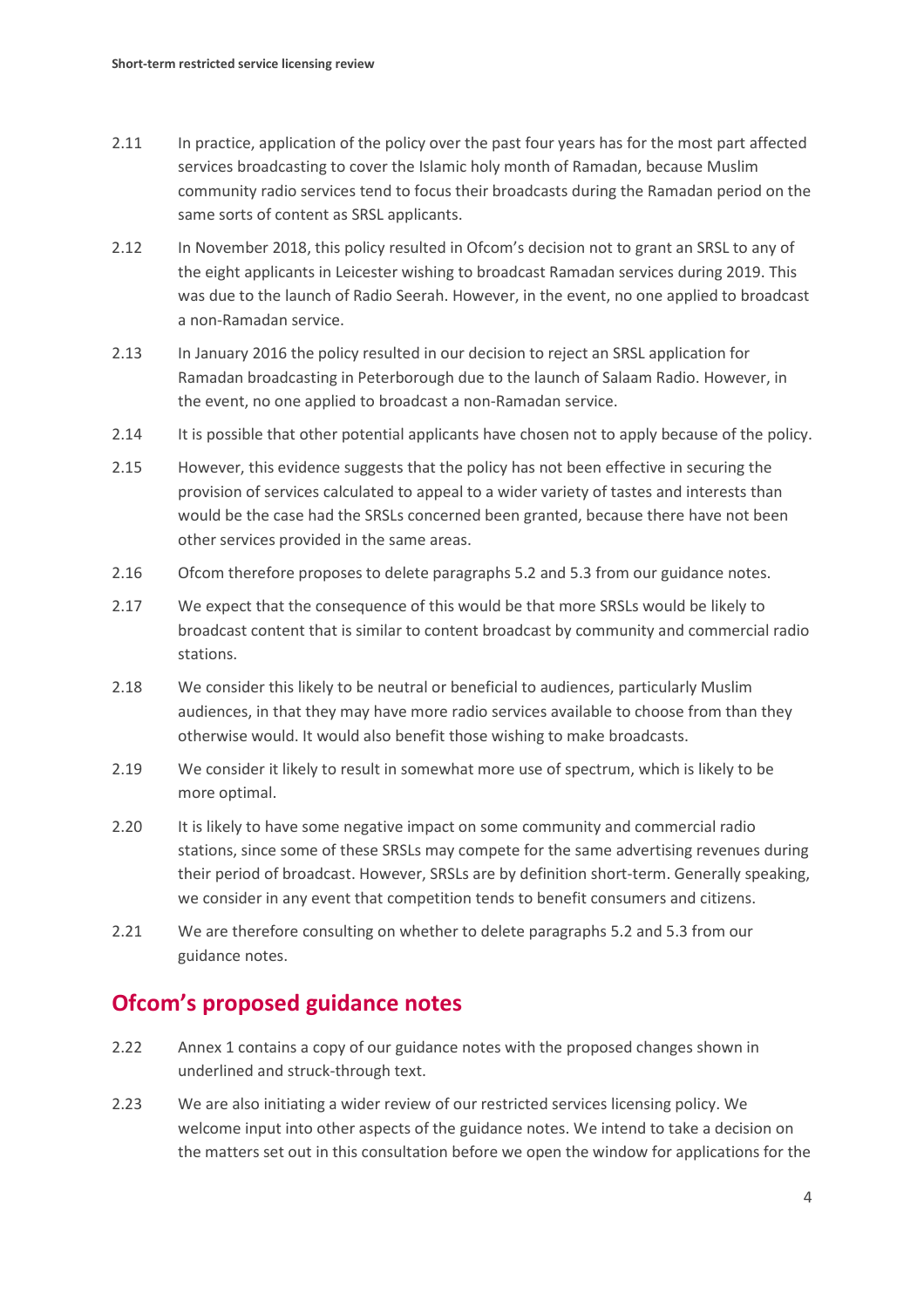2.11 In practice, application of the policy over the past four years has for the most part affected services broadcasting to cover the Islamic holy month of Ramadan, because Muslim community radio services tend to focus their broadcasts during the Ramadan period on the same sorts of content as SRSL applicants.

2.12 In November 2018, this policy resulted in Ofcom's decision not to grant an SRSL to any of the eight applicants in Leicester wishing to broadcast Ramadan services during 2019. This was due to the launch of Radio Seerah. However, in the event, no one applied to broadcast a non-Ramadan service.

2.13 In January 2016 the policy resulted in our decision to reject an SRSL application for Ramadan broadcasting in Peterborough due to the launch of Salaam Radio. However, in the event, no one applied to broadcast a non-Ramadan service.

2.14 It is possible that other potential applicants have chosen not to apply because of the policy.

2.15 However, this evidence suggests that the policy has not been effective in securing the provision of services calculated to appeal to a wider variety of tastes and interests than would be the case had the SRSLs concerned been granted, because there have not been other services provided in the same areas.

2.16 Ofcom therefore proposes to delete paragraphs 5.2 and 5.3 from our guidance notes.

2.17 We expect that the consequence of this would be that more SRSLs would be likely to broadcast content that is similar to content broadcast by community and commercial radio stations.

2.18 We consider this likely to be neutral or beneficial to audiences, particularly Muslim audiences, in that they may have more radio services available to choose from than they otherwise would. It would also benefit those wishing to make broadcasts.

2.19 We consider it likely to result in somewhat more use of spectrum, which is likely to be more optimal.

2.20 It is likely to have some negative impact on some community and commercial radio stations, since some of these SRSLs may compete for the same advertising revenues during their period of broadcast. However, SRSLs are by definition short-term. Generally speaking, we consider in any event that competition tends to benefit consumers and citizens.

2.21 We are therefore consulting on whether to delete paragraphs 5.2 and 5.3 from our guidance notes.

## Ofcom's proposed guidance notes

2.22 Annex 1 contains a copy of our guidance notes with the proposed changes shown in underlined and struck-through text.

2.23 We are also initiating a wider review of our restricted services licensing policy. We welcome input into other aspects of the guidance notes. We intend to take a decision on the matters set out in this consultation before we open the window for applications for the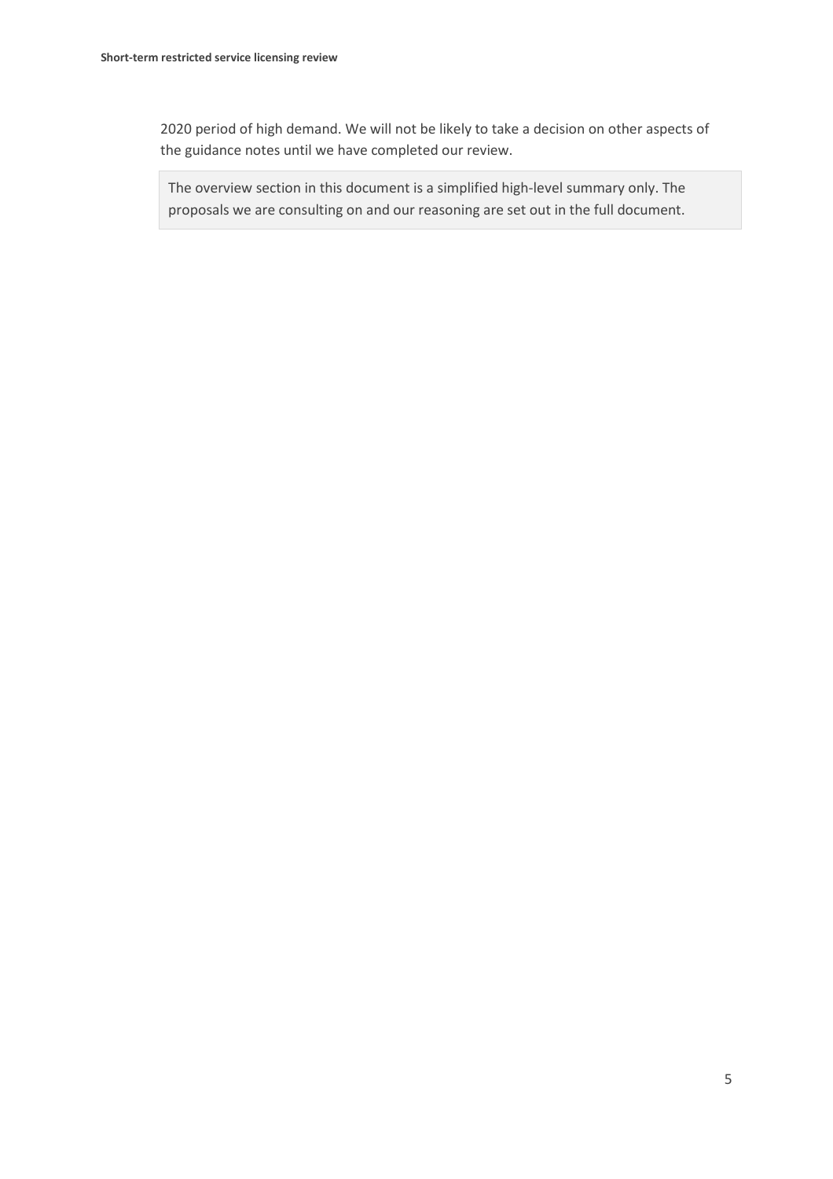2020 period of high demand. We will not be likely to take a decision on other aspects of the guidance notes until we have completed our review.

> The overview section in this document is a simplified high-level summary only. The proposals we are consulting on and our reasoning are set out in the full document.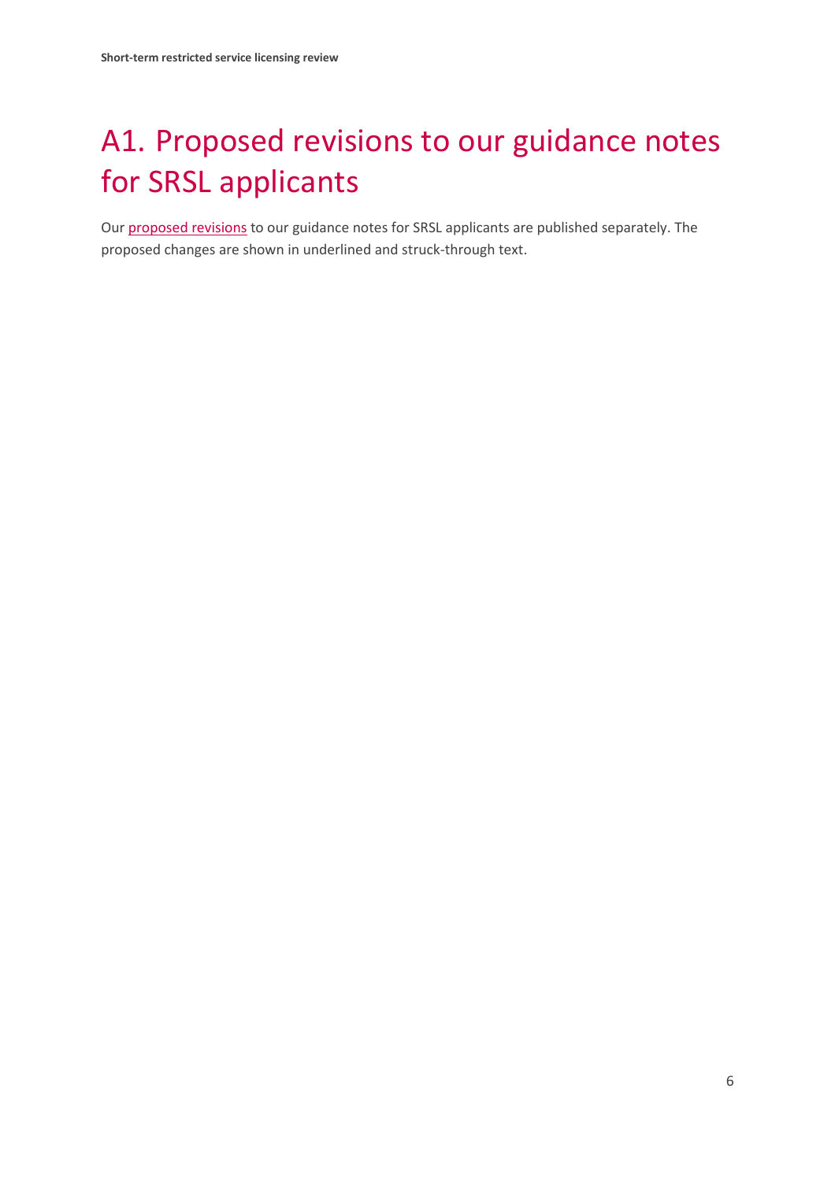# A1. Proposed revisions to our guidance notes for SRSL applicants

Our proposed revisions to our guidance notes for SRSL applicants are published separately. The proposed changes are shown in underlined and struck-through text.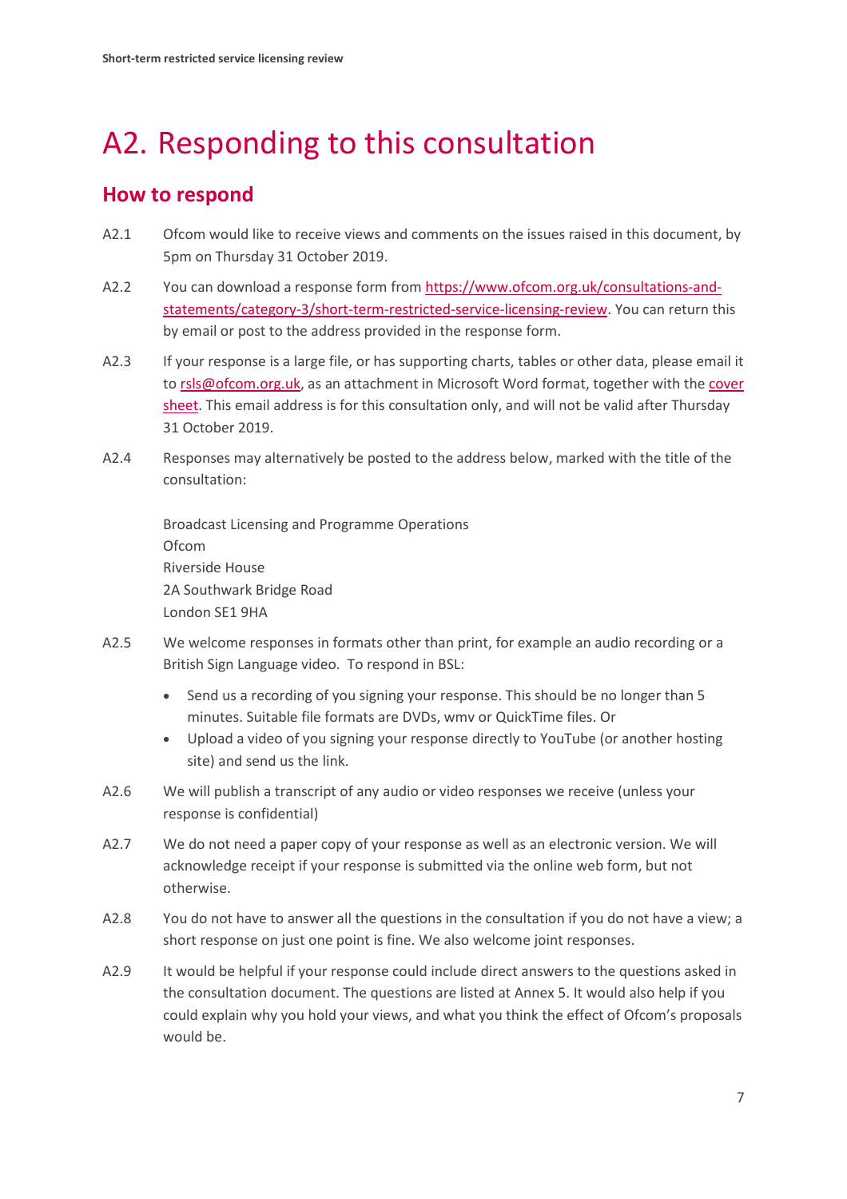# A2. Responding to this consultation

## How to respond

A2.1 Ofcom would like to receive views and comments on the issues raised in this document, by 5pm on Thursday 31 October 2019.

A2.2 You can download a response form from [https://www.ofcom.org.uk/consultations-and-statements/category-3/short-term-restricted-service-licensing-review](https://www.ofcom.org.uk/consultations-and-statements/category-3/short-term-restricted-service-licensing-review). You can return this by email or post to the address provided in the response form.

A2.3 If your response is a large file, or has supporting charts, tables or other data, please email it to rsls@ofcom.org.uk, as an attachment in Microsoft Word format, together with the cover sheet. This email address is for this consultation only, and will not be valid after Thursday 31 October 2019.

A2.4 Responses may alternatively be posted to the address below, marked with the title of the consultation:

Broadcast Licensing and Programme Operations
Ofcom
Riverside House
2A Southwark Bridge Road
London SE1 9HA

A2.5 We welcome responses in formats other than print, for example an audio recording or a British Sign Language video. To respond in BSL:

- Send us a recording of you signing your response. This should be no longer than 5 minutes. Suitable file formats are DVDs, wmv or QuickTime files. Or
- Upload a video of you signing your response directly to YouTube (or another hosting site) and send us the link.

A2.6 We will publish a transcript of any audio or video responses we receive (unless your response is confidential)

A2.7 We do not need a paper copy of your response as well as an electronic version. We will acknowledge receipt if your response is submitted via the online web form, but not otherwise.

A2.8 You do not have to answer all the questions in the consultation if you do not have a view; a short response on just one point is fine. We also welcome joint responses.

A2.9 It would be helpful if your response could include direct answers to the questions asked in the consultation document. The questions are listed at Annex 5. It would also help if you could explain why you hold your views, and what you think the effect of Ofcom's proposals would be.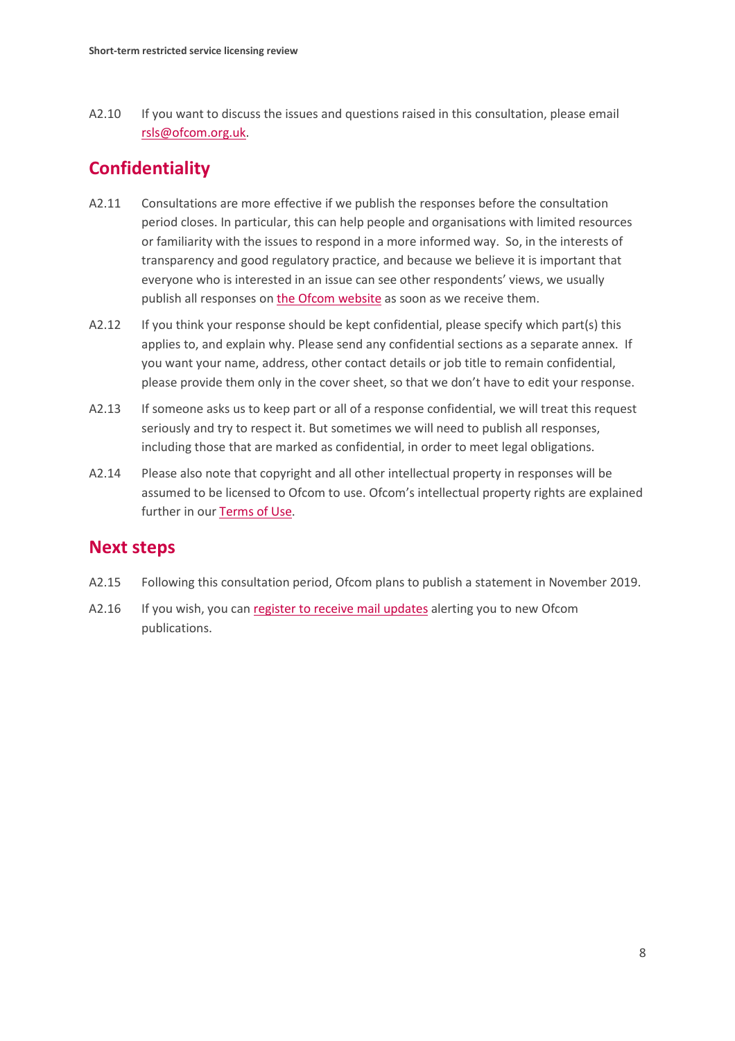A2.10 If you want to discuss the issues and questions raised in this consultation, please email rsls@ofcom.org.uk.

## Confidentiality

A2.11 Consultations are more effective if we publish the responses before the consultation period closes. In particular, this can help people and organisations with limited resources or familiarity with the issues to respond in a more informed way. So, in the interests of transparency and good regulatory practice, and because we believe it is important that everyone who is interested in an issue can see other respondents' views, we usually publish all responses on the Ofcom website as soon as we receive them.

A2.12 If you think your response should be kept confidential, please specify which part(s) this applies to, and explain why. Please send any confidential sections as a separate annex. If you want your name, address, other contact details or job title to remain confidential, please provide them only in the cover sheet, so that we don't have to edit your response.

A2.13 If someone asks us to keep part or all of a response confidential, we will treat this request seriously and try to respect it. But sometimes we will need to publish all responses, including those that are marked as confidential, in order to meet legal obligations.

A2.14 Please also note that copyright and all other intellectual property in responses will be assumed to be licensed to Ofcom to use. Ofcom's intellectual property rights are explained further in our Terms of Use.

## Next steps

A2.15 Following this consultation period, Ofcom plans to publish a statement in November 2019.

A2.16 If you wish, you can register to receive mail updates alerting you to new Ofcom publications.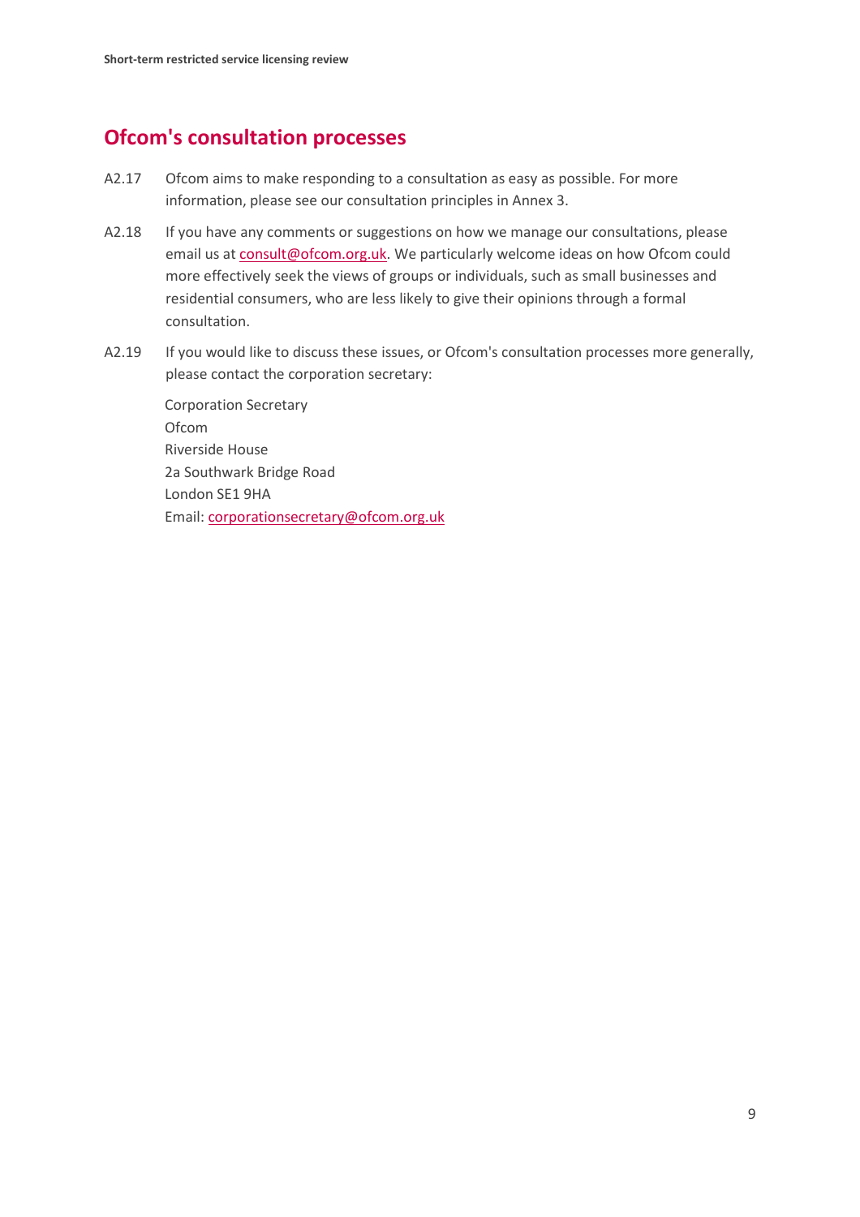## Ofcom's consultation processes

A2.17 Ofcom aims to make responding to a consultation as easy as possible. For more information, please see our consultation principles in Annex 3.

A2.18 If you have any comments or suggestions on how we manage our consultations, please email us at consult@ofcom.org.uk. We particularly welcome ideas on how Ofcom could more effectively seek the views of groups or individuals, such as small businesses and residential consumers, who are less likely to give their opinions through a formal consultation.

A2.19 If you would like to discuss these issues, or Ofcom's consultation processes more generally, please contact the corporation secretary:

Corporation Secretary
Ofcom
Riverside House
2a Southwark Bridge Road
London SE1 9HA
Email: corporationsecretary@ofcom.org.uk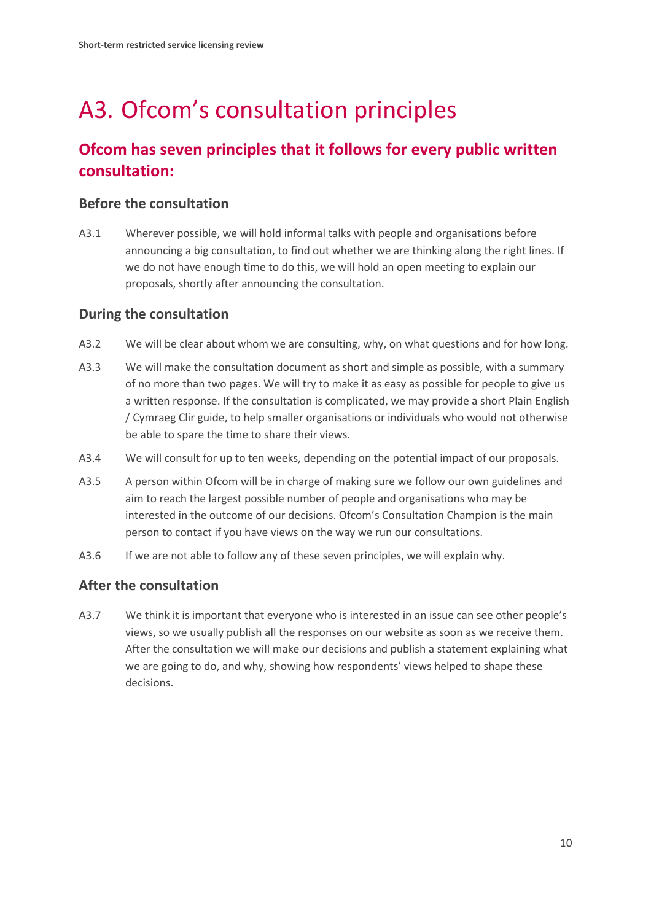# A3. Ofcom's consultation principles

## Ofcom has seven principles that it follows for every public written consultation:

### Before the consultation

A3.1 Wherever possible, we will hold informal talks with people and organisations before announcing a big consultation, to find out whether we are thinking along the right lines. If we do not have enough time to do this, we will hold an open meeting to explain our proposals, shortly after announcing the consultation.

### During the consultation

A3.2 We will be clear about whom we are consulting, why, on what questions and for how long.

A3.3 We will make the consultation document as short and simple as possible, with a summary of no more than two pages. We will try to make it as easy as possible for people to give us a written response. If the consultation is complicated, we may provide a short Plain English / Cymraeg Clir guide, to help smaller organisations or individuals who would not otherwise be able to spare the time to share their views.

A3.4 We will consult for up to ten weeks, depending on the potential impact of our proposals.

A3.5 A person within Ofcom will be in charge of making sure we follow our own guidelines and aim to reach the largest possible number of people and organisations who may be interested in the outcome of our decisions. Ofcom's Consultation Champion is the main person to contact if you have views on the way we run our consultations.

A3.6 If we are not able to follow any of these seven principles, we will explain why.

### After the consultation

A3.7 We think it is important that everyone who is interested in an issue can see other people's views, so we usually publish all the responses on our website as soon as we receive them. After the consultation we will make our decisions and publish a statement explaining what we are going to do, and why, showing how respondents' views helped to shape these decisions.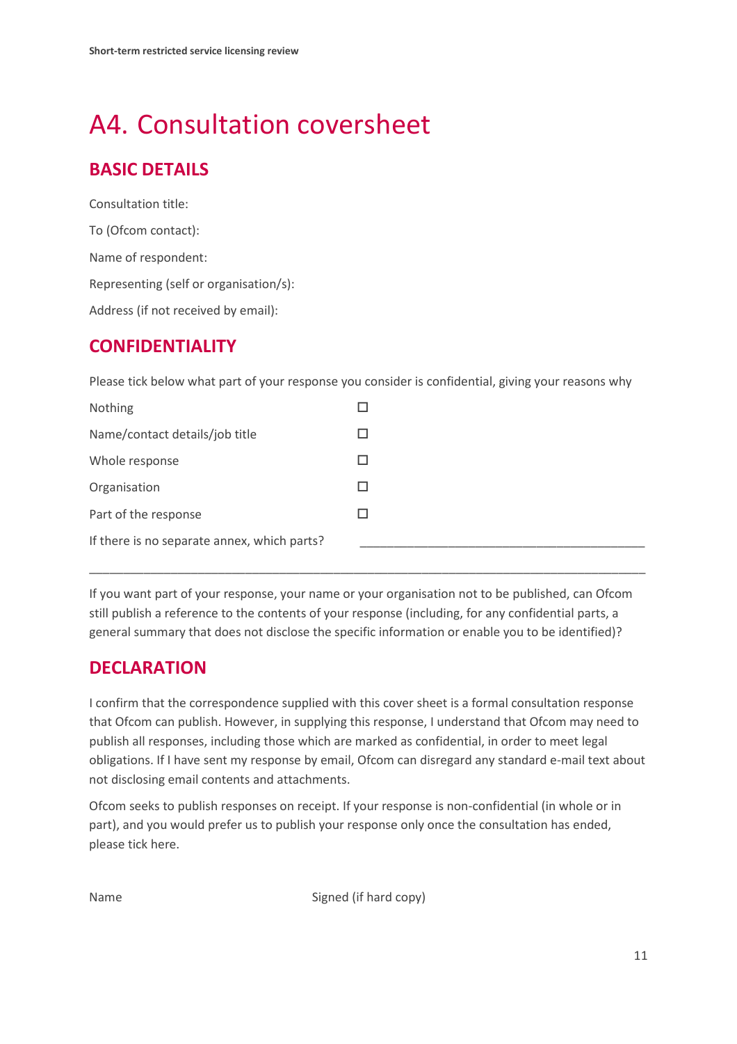# A4. Consultation coversheet

## BASIC DETAILS

Consultation title:

To (Ofcom contact):

Name of respondent:

Representing (self or organisation/s):

Address (if not received by email):

## CONFIDENTIALITY

Please tick below what part of your response you consider is confidential, giving your reasons why

| | |
|---|---|
| Nothing | ☐ |
| Name/contact details/job title | ☐ |
| Whole response | ☐ |
| Organisation | ☐ |
| Part of the response | ☐ |
| If there is no separate annex, which parts? | ____________________________________________ |

_____________________________________________________________________________________

If you want part of your response, your name or your organisation not to be published, can Ofcom still publish a reference to the contents of your response (including, for any confidential parts, a general summary that does not disclose the specific information or enable you to be identified)?

## DECLARATION

I confirm that the correspondence supplied with this cover sheet is a formal consultation response that Ofcom can publish. However, in supplying this response, I understand that Ofcom may need to publish all responses, including those which are marked as confidential, in order to meet legal obligations. If I have sent my response by email, Ofcom can disregard any standard e-mail text about not disclosing email contents and attachments.

Ofcom seeks to publish responses on receipt. If your response is non-confidential (in whole or in part), and you would prefer us to publish your response only once the consultation has ended, please tick here.

Name Signed (if hard copy)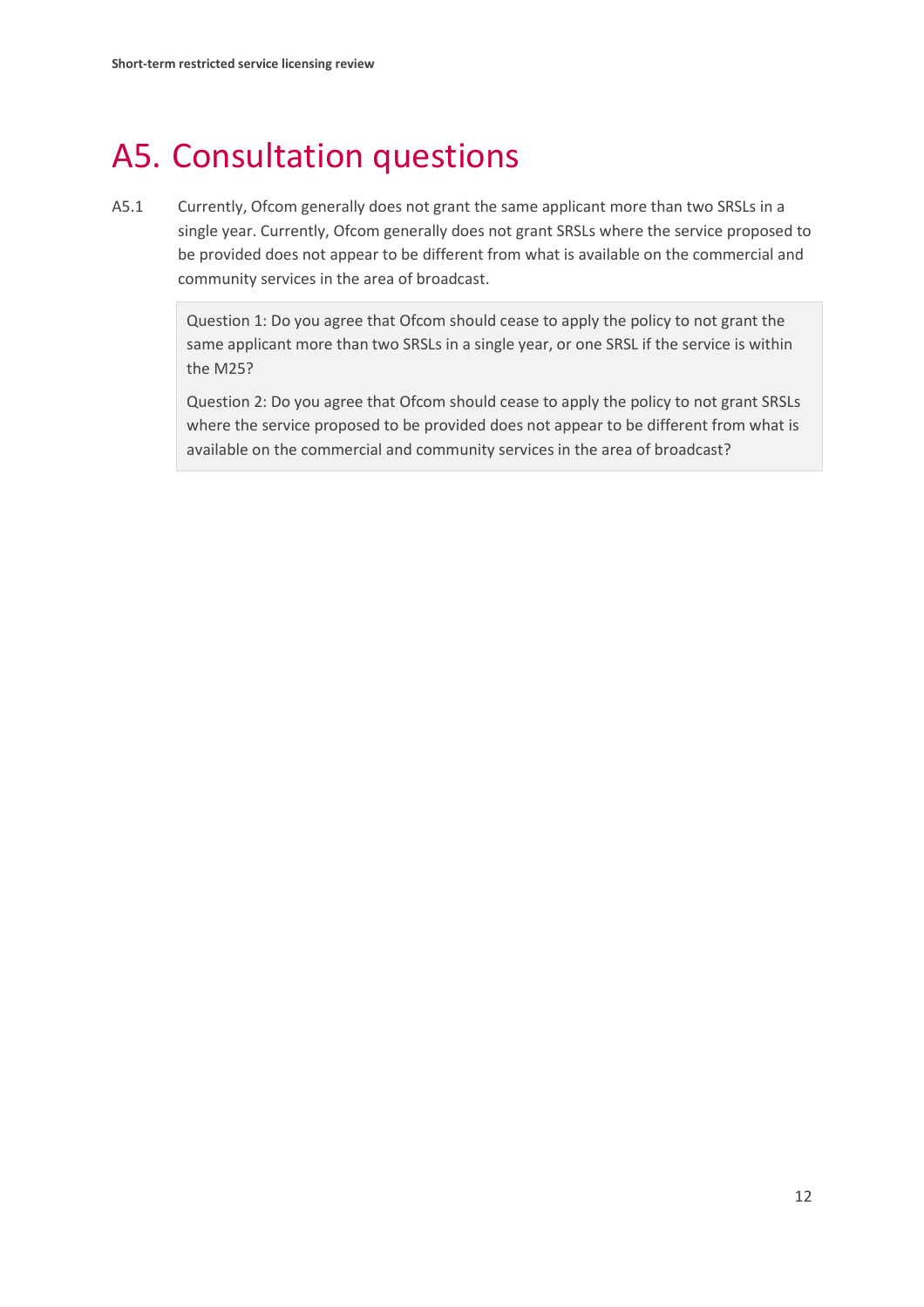# A5. Consultation questions

A5.1 Currently, Ofcom generally does not grant the same applicant more than two SRSLs in a single year. Currently, Ofcom generally does not grant SRSLs where the service proposed to be provided does not appear to be different from what is available on the commercial and community services in the area of broadcast.

> Question 1: Do you agree that Ofcom should cease to apply the policy to not grant the same applicant more than two SRSLs in a single year, or one SRSL if the service is within the M25?
>
> Question 2: Do you agree that Ofcom should cease to apply the policy to not grant SRSLs where the service proposed to be provided does not appear to be different from what is available on the commercial and community services in the area of broadcast?